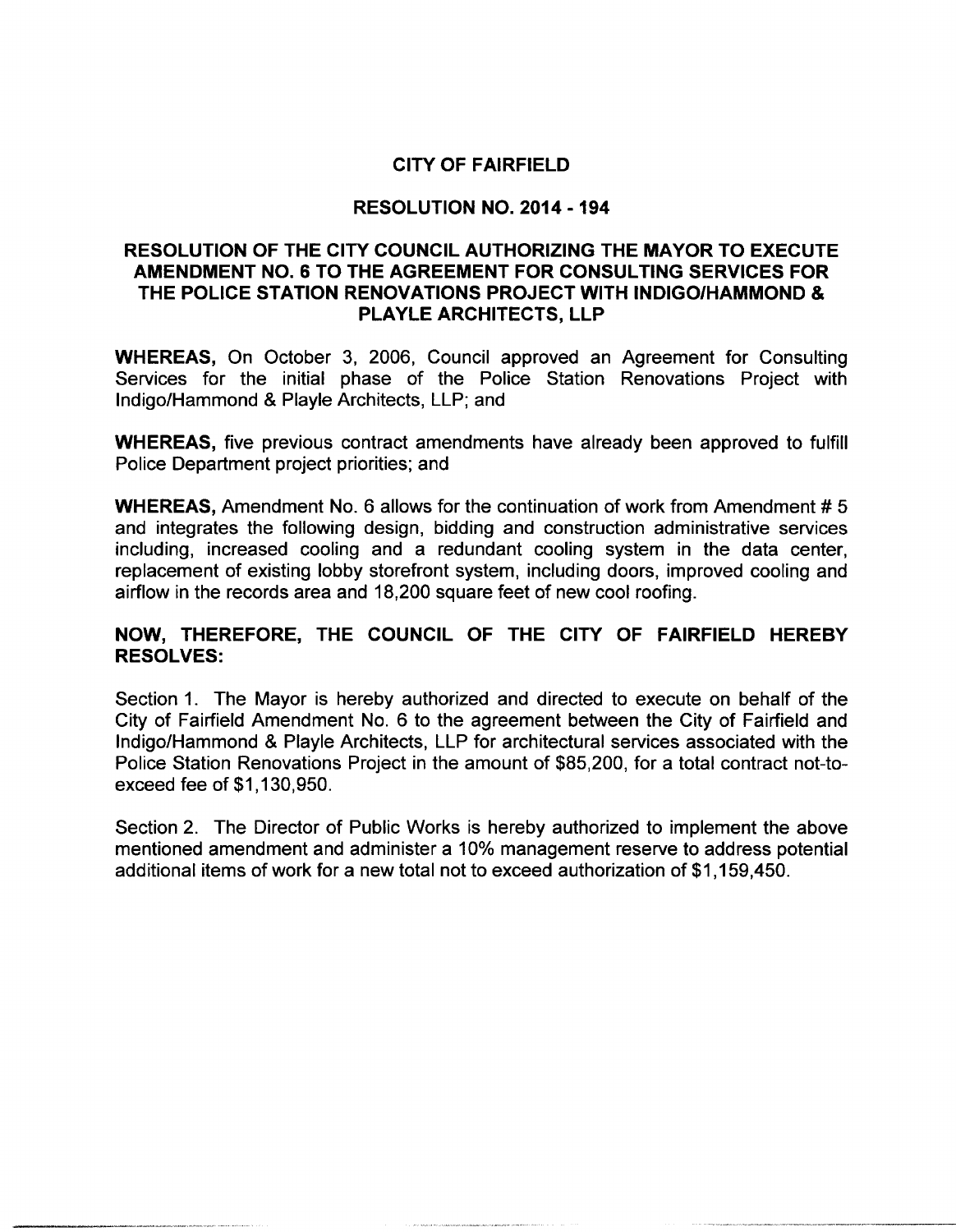# CITY OF FAIRFIELD

## RESOLUTION NO. 2014 - 194

### RESOLUTION OF THE CITY COUNCIL AUTHORIZING THE MAYOR TO EXECUTE AMENDMENT NO. 6 TO THE AGREEMENT FOR CONSULTING SERVICES FOR THE POLICE STATION RENOVATIONS PROJECT WITH INDIGO/HAMMOND & PLAYLE ARCHITECTS, LLP

**WHEREAS,** On October 3, 2006, Council approved an Agreement for Consulting Services for the initial phase of the Police Station Renovations Project with Indigo/Hammond & Playle Architects, LLP; and

**WHEREAS,** five previous contract amendments have already been approved to fulfill Police Department project priorities; and

**WHEREAS,** Amendment No. 6 allows for the continuation of work from Amendment # 5 and integrates the following design, bidding and construction administrative services including, increased cooling and a redundant cooling system in the data center, replacement of existing lobby storefront system, including doors, improved cooling and airflow in the records area and 18,200 square feet of new cool roofing.

**NOW, THEREFORE, THE COUNCIL OF THE CITY OF FAIRFIELD HEREBY RESOLVES:**

Section 1. The Mayor is hereby authorized and directed to execute on behalf of the City of Fairfield Amendment No. 6 to the agreement between the City of Fairfield and Indigo/Hammond & Playle Architects, LLP for architectural services associated with the Police Station Renovations Project in the amount of $85,200, for a total contract not-to-exceed fee of $1,130,950.

Section 2. The Director of Public Works is hereby authorized to implement the above mentioned amendment and administer a 10% management reserve to address potential additional items of work for a new total not to exceed authorization of $1,159,450.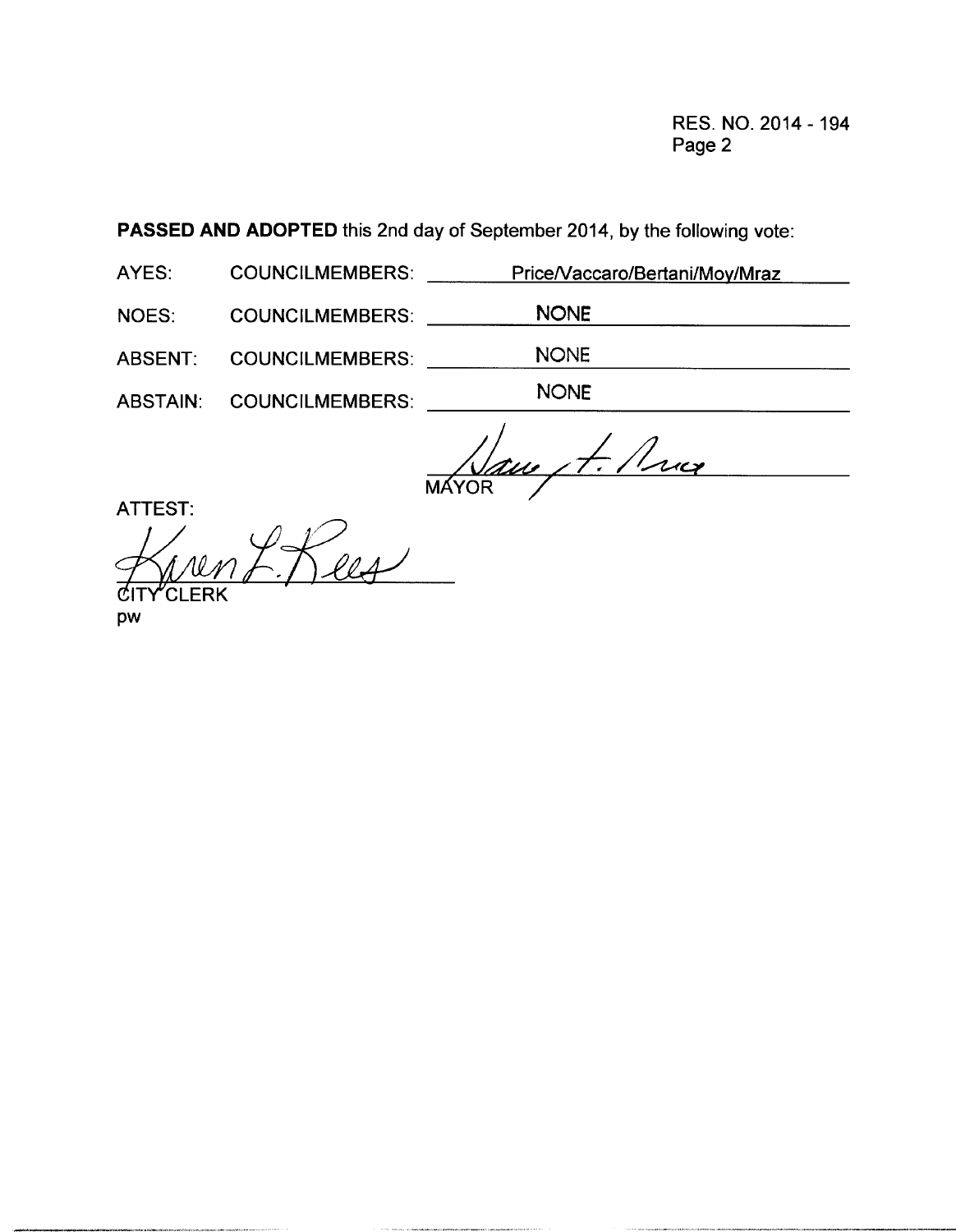RES. NO. 2014 - 194
Page 2

**PASSED AND ADOPTED** this 2nd day of September 2014, by the following vote:

| | | |
|---|---|---|
| AYES: | COUNCILMEMBERS: | Price/Vaccaro/Bertani/Moy/Mraz |
| NOES: | COUNCILMEMBERS: | NONE |
| ABSENT: | COUNCILMEMBERS: | NONE |
| ABSTAIN: | COUNCILMEMBERS: | NONE |

MAYOR

ATTEST:

CITY CLERK

pw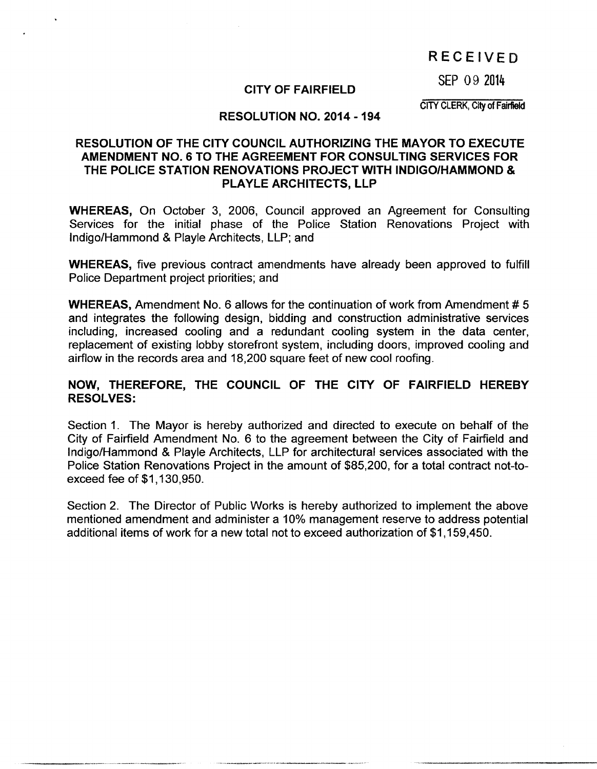RECEIVED

SEP 09 2014

CITY CLERK, City of Fairfield

# CITY OF FAIRFIELD

## RESOLUTION NO. 2014 - 194

### RESOLUTION OF THE CITY COUNCIL AUTHORIZING THE MAYOR TO EXECUTE AMENDMENT NO. 6 TO THE AGREEMENT FOR CONSULTING SERVICES FOR THE POLICE STATION RENOVATIONS PROJECT WITH INDIGO/HAMMOND & PLAYLE ARCHITECTS, LLP

**WHEREAS,** On October 3, 2006, Council approved an Agreement for Consulting Services for the initial phase of the Police Station Renovations Project with Indigo/Hammond & Playle Architects, LLP; and

**WHEREAS,** five previous contract amendments have already been approved to fulfill Police Department project priorities; and

**WHEREAS,** Amendment No. 6 allows for the continuation of work from Amendment # 5 and integrates the following design, bidding and construction administrative services including, increased cooling and a redundant cooling system in the data center, replacement of existing lobby storefront system, including doors, improved cooling and airflow in the records area and 18,200 square feet of new cool roofing.

**NOW, THEREFORE, THE COUNCIL OF THE CITY OF FAIRFIELD HEREBY RESOLVES:**

Section 1. The Mayor is hereby authorized and directed to execute on behalf of the City of Fairfield Amendment No. 6 to the agreement between the City of Fairfield and Indigo/Hammond & Playle Architects, LLP for architectural services associated with the Police Station Renovations Project in the amount of $85,200, for a total contract not-to-exceed fee of $1,130,950.

Section 2. The Director of Public Works is hereby authorized to implement the above mentioned amendment and administer a 10% management reserve to address potential additional items of work for a new total not to exceed authorization of $1,159,450.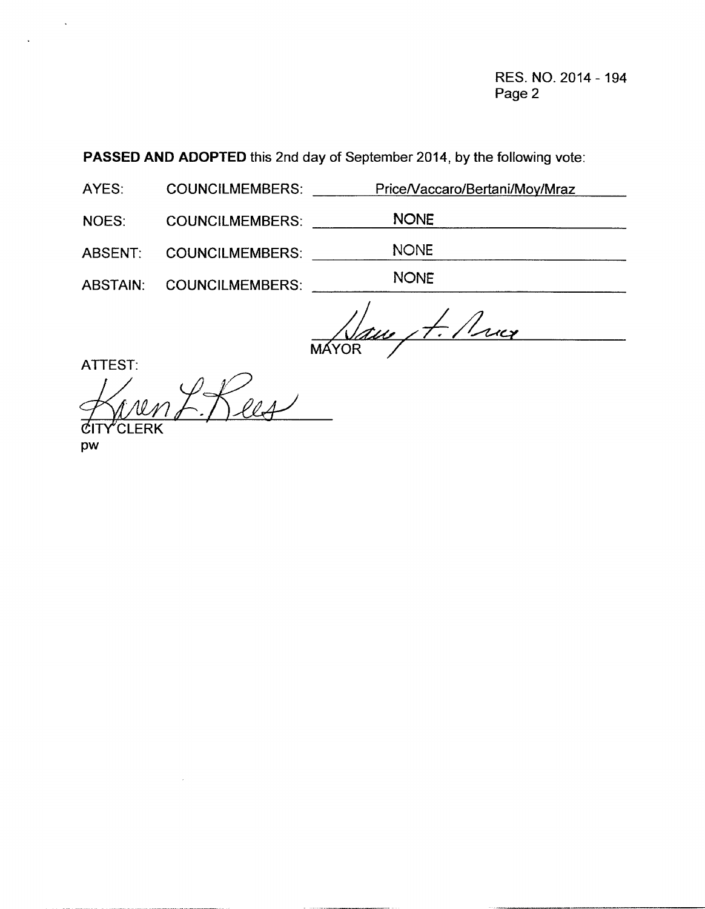RES. NO. 2014 - 194
Page 2

**PASSED AND ADOPTED** this 2nd day of September 2014, by the following vote:

| | | |
|---|---|---|
| AYES: | COUNCILMEMBERS: | Price/Vaccaro/Bertani/Moy/Mraz |
| NOES: | COUNCILMEMBERS: | NONE |
| ABSENT: | COUNCILMEMBERS: | NONE |
| ABSTAIN: | COUNCILMEMBERS: | NONE |

MAYOR

ATTEST:

CITY CLERK

pw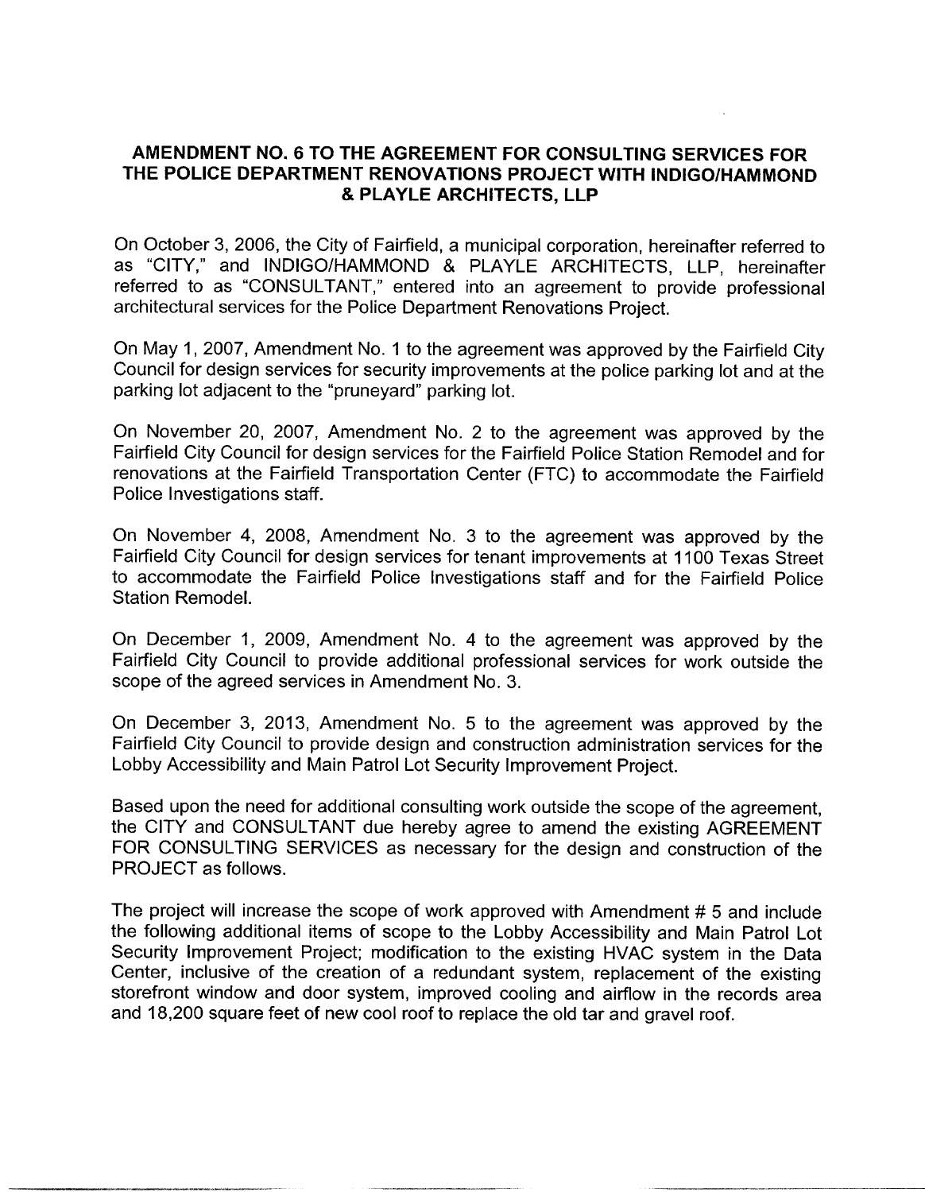## AMENDMENT NO. 6 TO THE AGREEMENT FOR CONSULTING SERVICES FOR THE POLICE DEPARTMENT RENOVATIONS PROJECT WITH INDIGO/HAMMOND & PLAYLE ARCHITECTS, LLP

On October 3, 2006, the City of Fairfield, a municipal corporation, hereinafter referred to as "CITY," and INDIGO/HAMMOND & PLAYLE ARCHITECTS, LLP, hereinafter referred to as "CONSULTANT," entered into an agreement to provide professional architectural services for the Police Department Renovations Project.

On May 1, 2007, Amendment No. 1 to the agreement was approved by the Fairfield City Council for design services for security improvements at the police parking lot and at the parking lot adjacent to the "pruneyard" parking lot.

On November 20, 2007, Amendment No. 2 to the agreement was approved by the Fairfield City Council for design services for the Fairfield Police Station Remodel and for renovations at the Fairfield Transportation Center (FTC) to accommodate the Fairfield Police Investigations staff.

On November 4, 2008, Amendment No. 3 to the agreement was approved by the Fairfield City Council for design services for tenant improvements at 1100 Texas Street to accommodate the Fairfield Police Investigations staff and for the Fairfield Police Station Remodel.

On December 1, 2009, Amendment No. 4 to the agreement was approved by the Fairfield City Council to provide additional professional services for work outside the scope of the agreed services in Amendment No. 3.

On December 3, 2013, Amendment No. 5 to the agreement was approved by the Fairfield City Council to provide design and construction administration services for the Lobby Accessibility and Main Patrol Lot Security Improvement Project.

Based upon the need for additional consulting work outside the scope of the agreement, the CITY and CONSULTANT due hereby agree to amend the existing AGREEMENT FOR CONSULTING SERVICES as necessary for the design and construction of the PROJECT as follows.

The project will increase the scope of work approved with Amendment # 5 and include the following additional items of scope to the Lobby Accessibility and Main Patrol Lot Security Improvement Project; modification to the existing HVAC system in the Data Center, inclusive of the creation of a redundant system, replacement of the existing storefront window and door system, improved cooling and airflow in the records area and 18,200 square feet of new cool roof to replace the old tar and gravel roof.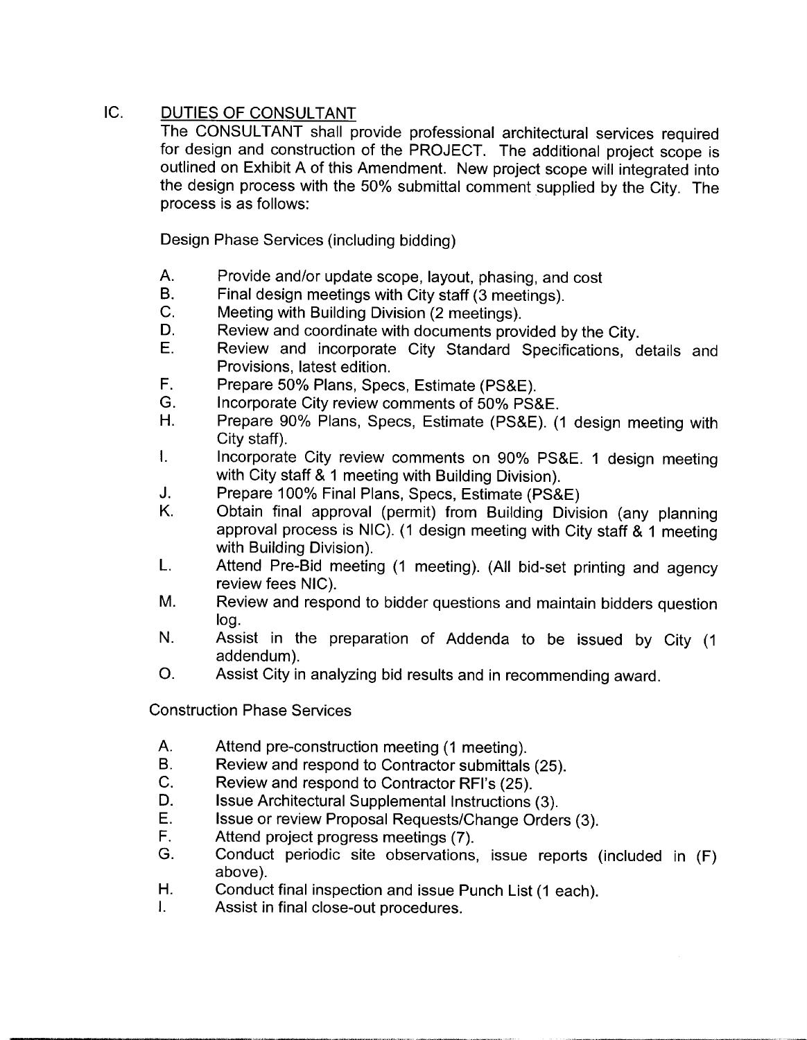## IC. DUTIES OF CONSULTANT

The CONSULTANT shall provide professional architectural services required for design and construction of the PROJECT. The additional project scope is outlined on Exhibit A of this Amendment. New project scope will integrated into the design process with the 50% submittal comment supplied by the City. The process is as follows:

Design Phase Services (including bidding)

A. Provide and/or update scope, layout, phasing, and cost
B. Final design meetings with City staff (3 meetings).
C. Meeting with Building Division (2 meetings).
D. Review and coordinate with documents provided by the City.
E. Review and incorporate City Standard Specifications, details and Provisions, latest edition.
F. Prepare 50% Plans, Specs, Estimate (PS&E).
G. Incorporate City review comments of 50% PS&E.
H. Prepare 90% Plans, Specs, Estimate (PS&E). (1 design meeting with City staff).
I. Incorporate City review comments on 90% PS&E. 1 design meeting with City staff & 1 meeting with Building Division).
J. Prepare 100% Final Plans, Specs, Estimate (PS&E)
K. Obtain final approval (permit) from Building Division (any planning approval process is NIC). (1 design meeting with City staff & 1 meeting with Building Division).
L. Attend Pre-Bid meeting (1 meeting). (All bid-set printing and agency review fees NIC).
M. Review and respond to bidder questions and maintain bidders question log.
N. Assist in the preparation of Addenda to be issued by City (1 addendum).
O. Assist City in analyzing bid results and in recommending award.

Construction Phase Services

A. Attend pre-construction meeting (1 meeting).
B. Review and respond to Contractor submittals (25).
C. Review and respond to Contractor RFI's (25).
D. Issue Architectural Supplemental Instructions (3).
E. Issue or review Proposal Requests/Change Orders (3).
F. Attend project progress meetings (7).
G. Conduct periodic site observations, issue reports (included in (F) above).
H. Conduct final inspection and issue Punch List (1 each).
I. Assist in final close-out procedures.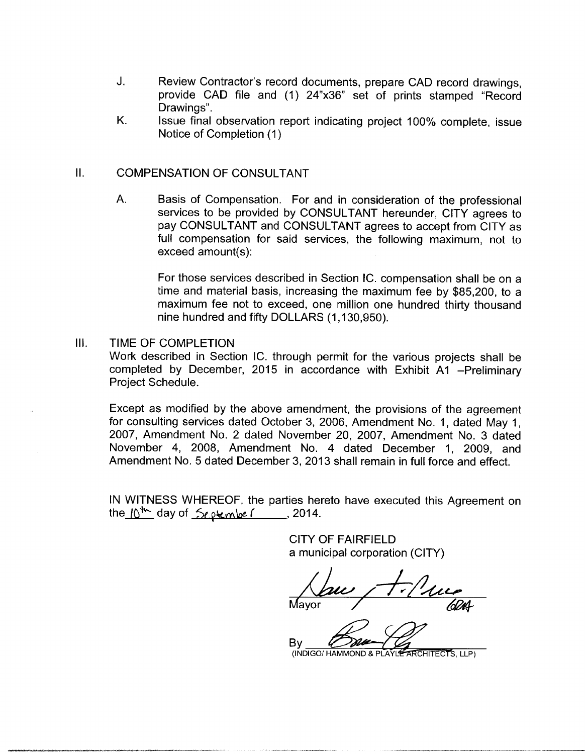J. Review Contractor's record documents, prepare CAD record drawings, provide CAD file and (1) 24"x36" set of prints stamped "Record Drawings".

K. Issue final observation report indicating project 100% complete, issue Notice of Completion (1)

## II. COMPENSATION OF CONSULTANT

A. Basis of Compensation. For and in consideration of the professional services to be provided by CONSULTANT hereunder, CITY agrees to pay CONSULTANT and CONSULTANT agrees to accept from CITY as full compensation for said services, the following maximum, not to exceed amount(s):

For those services described in Section IC. compensation shall be on a time and material basis, increasing the maximum fee by $85,200, to a maximum fee not to exceed, one million one hundred thirty thousand nine hundred and fifty DOLLARS (1,130,950).

## III. TIME OF COMPLETION

Work described in Section IC. through permit for the various projects shall be completed by December, 2015 in accordance with Exhibit A1 –Preliminary Project Schedule.

Except as modified by the above amendment, the provisions of the agreement for consulting services dated October 3, 2006, Amendment No. 1, dated May 1, 2007, Amendment No. 2 dated November 20, 2007, Amendment No. 3 dated November 4, 2008, Amendment No. 4 dated December 1, 2009, and Amendment No. 5 dated December 3, 2013 shall remain in full force and effect.

IN WITNESS WHEREOF, the parties hereto have executed this Agreement on the 10th day of September, 2014.

CITY OF FAIRFIELD
a municipal corporation (CITY)

Mayor

By
(INDIGO/ HAMMOND & PLAYLE ARCHITECTS, LLP)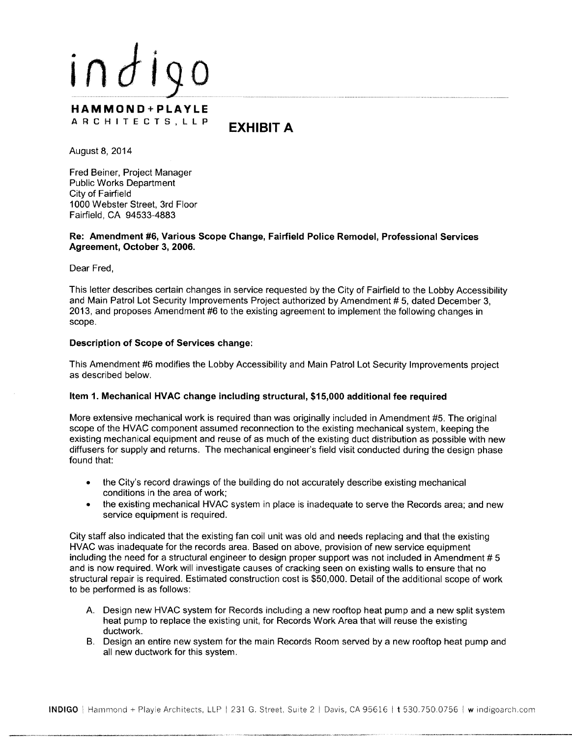# indigo

**HAMMOND+PLAYLE**
ARCHITECTS, LLP

## EXHIBIT A

August 8, 2014

Fred Beiner, Project Manager
Public Works Department
City of Fairfield
1000 Webster Street, 3rd Floor
Fairfield, CA 94533-4883

**Re: Amendment #6, Various Scope Change, Fairfield Police Remodel, Professional Services Agreement, October 3, 2006.**

Dear Fred,

This letter describes certain changes in service requested by the City of Fairfield to the Lobby Accessibility and Main Patrol Lot Security Improvements Project authorized by Amendment # 5, dated December 3, 2013, and proposes Amendment #6 to the existing agreement to implement the following changes in scope.

**Description of Scope of Services change:**

This Amendment #6 modifies the Lobby Accessibility and Main Patrol Lot Security Improvements project as described below.

**Item 1. Mechanical HVAC change including structural, $15,000 additional fee required**

More extensive mechanical work is required than was originally included in Amendment #5. The original scope of the HVAC component assumed reconnection to the existing mechanical system, keeping the existing mechanical equipment and reuse of as much of the existing duct distribution as possible with new diffusers for supply and returns. The mechanical engineer's field visit conducted during the design phase found that:

- the City's record drawings of the building do not accurately describe existing mechanical conditions in the area of work;
- the existing mechanical HVAC system in place is inadequate to serve the Records area; and new service equipment is required.

City staff also indicated that the existing fan coil unit was old and needs replacing and that the existing HVAC was inadequate for the records area. Based on above, provision of new service equipment including the need for a structural engineer to design proper support was not included in Amendment # 5 and is now required. Work will investigate causes of cracking seen on existing walls to ensure that no structural repair is required. Estimated construction cost is $50,000. Detail of the additional scope of work to be performed is as follows:

A. Design new HVAC system for Records including a new rooftop heat pump and a new split system heat pump to replace the existing unit, for Records Work Area that will reuse the existing ductwork.
B. Design an entire new system for the main Records Room served by a new rooftop heat pump and all new ductwork for this system.

**INDIGO** | Hammond + Playle Architects, LLP | 231 G. Street, Suite 2 | Davis, CA 95616 | t 530.750.0756 | w indigoarch.com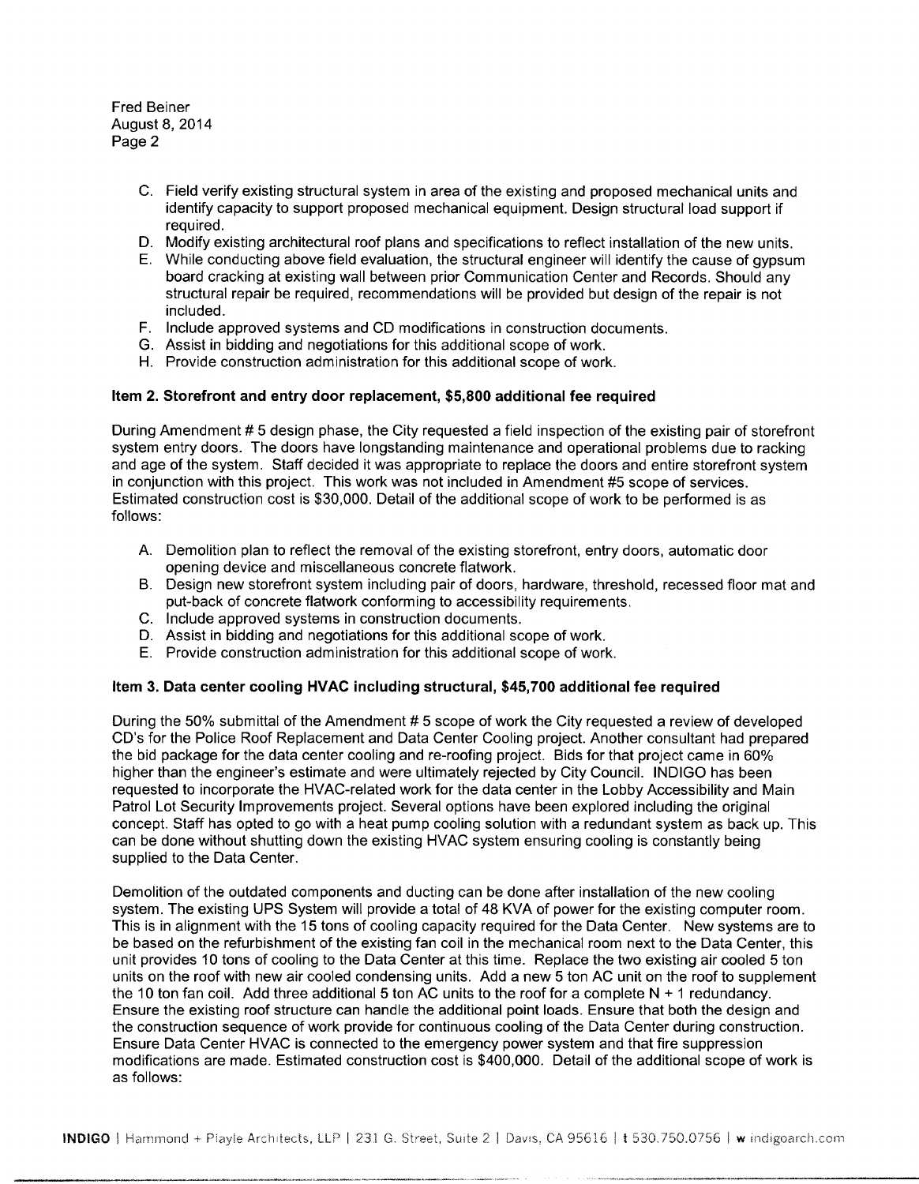C. Field verify existing structural system in area of the existing and proposed mechanical units and identify capacity to support proposed mechanical equipment. Design structural load support if required.
D. Modify existing architectural roof plans and specifications to reflect installation of the new units.
E. While conducting above field evaluation, the structural engineer will identify the cause of gypsum board cracking at existing wall between prior Communication Center and Records. Should any structural repair be required, recommendations will be provided but design of the repair is not included.
F. Include approved systems and CD modifications in construction documents.
G. Assist in bidding and negotiations for this additional scope of work.
H. Provide construction administration for this additional scope of work.

**Item 2. Storefront and entry door replacement, $5,800 additional fee required**

During Amendment # 5 design phase, the City requested a field inspection of the existing pair of storefront system entry doors. The doors have longstanding maintenance and operational problems due to racking and age of the system. Staff decided it was appropriate to replace the doors and entire storefront system in conjunction with this project. This work was not included in Amendment #5 scope of services. Estimated construction cost is $30,000. Detail of the additional scope of work to be performed is as follows:

A. Demolition plan to reflect the removal of the existing storefront, entry doors, automatic door opening device and miscellaneous concrete flatwork.
B. Design new storefront system including pair of doors, hardware, threshold, recessed floor mat and put-back of concrete flatwork conforming to accessibility requirements.
C. Include approved systems in construction documents.
D. Assist in bidding and negotiations for this additional scope of work.
E. Provide construction administration for this additional scope of work.

**Item 3. Data center cooling HVAC including structural, $45,700 additional fee required**

During the 50% submittal of the Amendment # 5 scope of work the City requested a review of developed CD's for the Police Roof Replacement and Data Center Cooling project. Another consultant had prepared the bid package for the data center cooling and re-roofing project. Bids for that project came in 60% higher than the engineer's estimate and were ultimately rejected by City Council. INDIGO has been requested to incorporate the HVAC-related work for the data center in the Lobby Accessibility and Main Patrol Lot Security Improvements project. Several options have been explored including the original concept. Staff has opted to go with a heat pump cooling solution with a redundant system as back up. This can be done without shutting down the existing HVAC system ensuring cooling is constantly being supplied to the Data Center.

Demolition of the outdated components and ducting can be done after installation of the new cooling system. The existing UPS System will provide a total of 48 KVA of power for the existing computer room. This is in alignment with the 15 tons of cooling capacity required for the Data Center. New systems are to be based on the refurbishment of the existing fan coil in the mechanical room next to the Data Center, this unit provides 10 tons of cooling to the Data Center at this time. Replace the two existing air cooled 5 ton units on the roof with new air cooled condensing units. Add a new 5 ton AC unit on the roof to supplement the 10 ton fan coil. Add three additional 5 ton AC units to the roof for a complete N + 1 redundancy. Ensure the existing roof structure can handle the additional point loads. Ensure that both the design and the construction sequence of work provide for continuous cooling of the Data Center during construction. Ensure Data Center HVAC is connected to the emergency power system and that fire suppression modifications are made. Estimated construction cost is $400,000. Detail of the additional scope of work is as follows: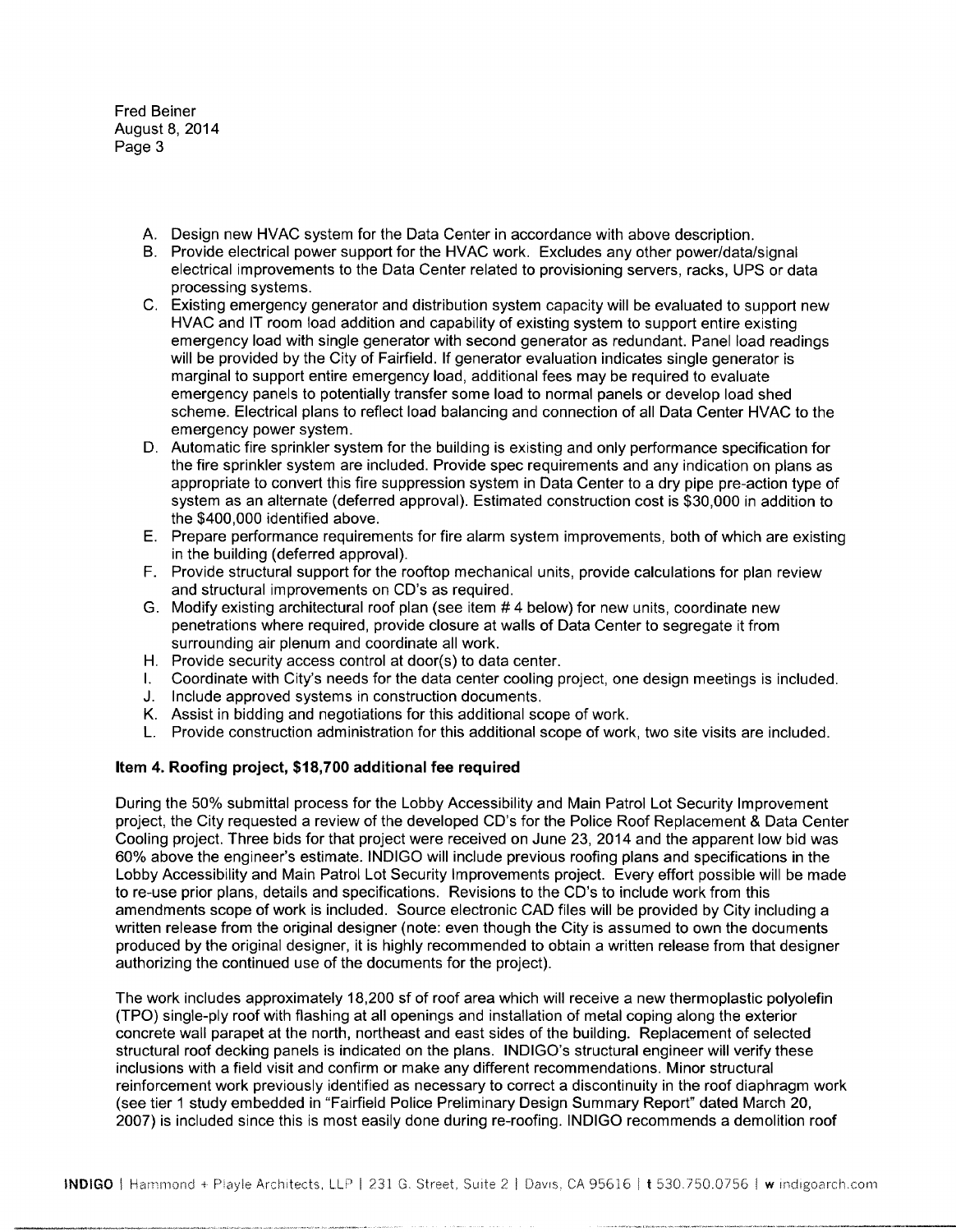A. Design new HVAC system for the Data Center in accordance with above description.
B. Provide electrical power support for the HVAC work. Excludes any other power/data/signal electrical improvements to the Data Center related to provisioning servers, racks, UPS or data processing systems.
C. Existing emergency generator and distribution system capacity will be evaluated to support new HVAC and IT room load addition and capability of existing system to support entire existing emergency load with single generator with second generator as redundant. Panel load readings will be provided by the City of Fairfield. If generator evaluation indicates single generator is marginal to support entire emergency load, additional fees may be required to evaluate emergency panels to potentially transfer some load to normal panels or develop load shed scheme. Electrical plans to reflect load balancing and connection of all Data Center HVAC to the emergency power system.
D. Automatic fire sprinkler system for the building is existing and only performance specification for the fire sprinkler system are included. Provide spec requirements and any indication on plans as appropriate to convert this fire suppression system in Data Center to a dry pipe pre-action type of system as an alternate (deferred approval). Estimated construction cost is $30,000 in addition to the $400,000 identified above.
E. Prepare performance requirements for fire alarm system improvements, both of which are existing in the building (deferred approval).
F. Provide structural support for the rooftop mechanical units, provide calculations for plan review and structural improvements on CD's as required.
G. Modify existing architectural roof plan (see item # 4 below) for new units, coordinate new penetrations where required, provide closure at walls of Data Center to segregate it from surrounding air plenum and coordinate all work.
H. Provide security access control at door(s) to data center.
I. Coordinate with City's needs for the data center cooling project, one design meetings is included.
J. Include approved systems in construction documents.
K. Assist in bidding and negotiations for this additional scope of work.
L. Provide construction administration for this additional scope of work, two site visits are included.

**Item 4. Roofing project, $18,700 additional fee required**

During the 50% submittal process for the Lobby Accessibility and Main Patrol Lot Security Improvement project, the City requested a review of the developed CD's for the Police Roof Replacement & Data Center Cooling project. Three bids for that project were received on June 23, 2014 and the apparent low bid was 60% above the engineer's estimate. INDIGO will include previous roofing plans and specifications in the Lobby Accessibility and Main Patrol Lot Security Improvements project. Every effort possible will be made to re-use prior plans, details and specifications. Revisions to the CD's to include work from this amendments scope of work is included. Source electronic CAD files will be provided by City including a written release from the original designer (note: even though the City is assumed to own the documents produced by the original designer, it is highly recommended to obtain a written release from that designer authorizing the continued use of the documents for the project).

The work includes approximately 18,200 sf of roof area which will receive a new thermoplastic polyolefin (TPO) single-ply roof with flashing at all openings and installation of metal coping along the exterior concrete wall parapet at the north, northeast and east sides of the building. Replacement of selected structural roof decking panels is indicated on the plans. INDIGO's structural engineer will verify these inclusions with a field visit and confirm or make any different recommendations. Minor structural reinforcement work previously identified as necessary to correct a discontinuity in the roof diaphragm work (see tier 1 study embedded in "Fairfield Police Preliminary Design Summary Report" dated March 20, 2007) is included since this is most easily done during re-roofing. INDIGO recommends a demolition roof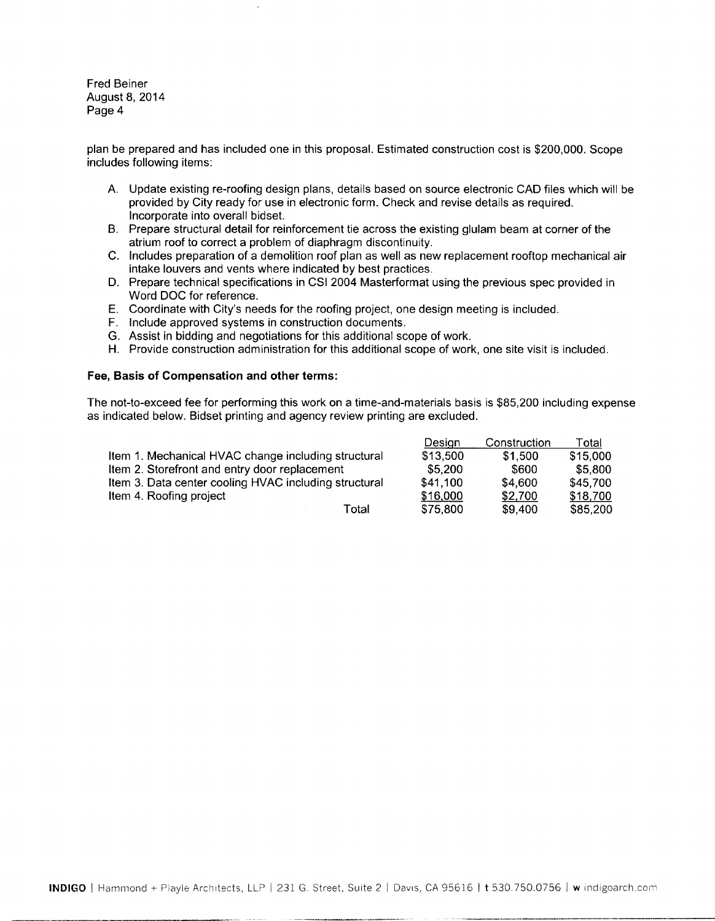Fred Beiner
August 8, 2014
Page 4

plan be prepared and has included one in this proposal. Estimated construction cost is $200,000. Scope includes following items:

A. Update existing re-roofing design plans, details based on source electronic CAD files which will be provided by City ready for use in electronic form. Check and revise details as required. Incorporate into overall bidset.
B. Prepare structural detail for reinforcement tie across the existing glulam beam at corner of the atrium roof to correct a problem of diaphragm discontinuity.
C. Includes preparation of a demolition roof plan as well as new replacement rooftop mechanical air intake louvers and vents where indicated by best practices.
D. Prepare technical specifications in CSI 2004 Masterformat using the previous spec provided in Word DOC for reference.
E. Coordinate with City's needs for the roofing project, one design meeting is included.
F. Include approved systems in construction documents.
G. Assist in bidding and negotiations for this additional scope of work.
H. Provide construction administration for this additional scope of work, one site visit is included.

**Fee, Basis of Compensation and other terms:**

The not-to-exceed fee for performing this work on a time-and-materials basis is $85,200 including expense as indicated below. Bidset printing and agency review printing are excluded.

| | Design | Construction | Total |
|---|---|---|---|
| Item 1. Mechanical HVAC change including structural | $13,500 | $1,500 | $15,000 |
| Item 2. Storefront and entry door replacement | $5,200 | $600 | $5,800 |
| Item 3. Data center cooling HVAC including structural | $41,100 | $4,600 | $45,700 |
| Item 4. Roofing project | $16,000 | $2,700 | $18,700 |
| Total | $75,800 | $9,400 | $85,200 |